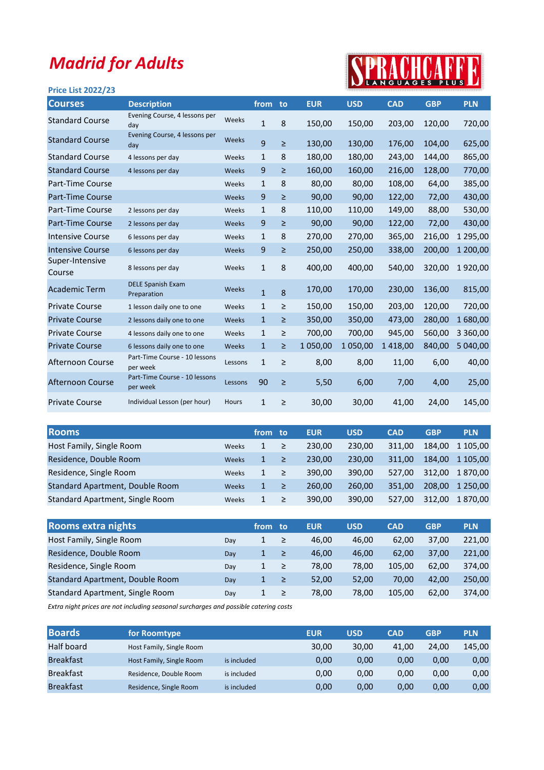# Madrid for Adults

SPRACHCAFFE LANGUAGES PLUS

**Price List 2022/23**

| Courses | Description | | from | to | EUR | USD | CAD | GBP | PLN |
|---|---|---|---|---|---|---|---|---|---|
| Standard Course | Evening Course, 4 lessons per day | Weeks | 1 | 8 | 150,00 | 150,00 | 203,00 | 120,00 | 720,00 |
| Standard Course | Evening Course, 4 lessons per day | Weeks | 9 | ≥ | 130,00 | 130,00 | 176,00 | 104,00 | 625,00 |
| Standard Course | 4 lessons per day | Weeks | 1 | 8 | 180,00 | 180,00 | 243,00 | 144,00 | 865,00 |
| Standard Course | 4 lessons per day | Weeks | 9 | ≥ | 160,00 | 160,00 | 216,00 | 128,00 | 770,00 |
| Part-Time Course | | Weeks | 1 | 8 | 80,00 | 80,00 | 108,00 | 64,00 | 385,00 |
| Part-Time Course | | Weeks | 9 | ≥ | 90,00 | 90,00 | 122,00 | 72,00 | 430,00 |
| Part-Time Course | 2 lessons per day | Weeks | 1 | 8 | 110,00 | 110,00 | 149,00 | 88,00 | 530,00 |
| Part-Time Course | 2 lessons per day | Weeks | 9 | ≥ | 90,00 | 90,00 | 122,00 | 72,00 | 430,00 |
| Intensive Course | 6 lessons per day | Weeks | 1 | 8 | 270,00 | 270,00 | 365,00 | 216,00 | 1 295,00 |
| Intensive Course | 6 lessons per day | Weeks | 9 | ≥ | 250,00 | 250,00 | 338,00 | 200,00 | 1 200,00 |
| Super-Intensive Course | 8 lessons per day | Weeks | 1 | 8 | 400,00 | 400,00 | 540,00 | 320,00 | 1 920,00 |
| Academic Term | DELE Spanish Exam Preparation | Weeks | 1 | 8 | 170,00 | 170,00 | 230,00 | 136,00 | 815,00 |
| Private Course | 1 lesson daily one to one | Weeks | 1 | ≥ | 150,00 | 150,00 | 203,00 | 120,00 | 720,00 |
| Private Course | 2 lessons daily one to one | Weeks | 1 | ≥ | 350,00 | 350,00 | 473,00 | 280,00 | 1 680,00 |
| Private Course | 4 lessons daily one to one | Weeks | 1 | ≥ | 700,00 | 700,00 | 945,00 | 560,00 | 3 360,00 |
| Private Course | 6 lessons daily one to one | Weeks | 1 | ≥ | 1 050,00 | 1 050,00 | 1 418,00 | 840,00 | 5 040,00 |
| Afternoon Course | Part-Time Course - 10 lessons per week | Lessons | 1 | ≥ | 8,00 | 8,00 | 11,00 | 6,00 | 40,00 |
| Afternoon Course | Part-Time Course - 10 lessons per week | Lessons | 90 | ≥ | 5,50 | 6,00 | 7,00 | 4,00 | 25,00 |
| Private Course | Individual Lesson (per hour) | Hours | 1 | ≥ | 30,00 | 30,00 | 41,00 | 24,00 | 145,00 |

| Rooms | | from | to | EUR | USD | CAD | GBP | PLN |
|---|---|---|---|---|---|---|---|---|
| Host Family, Single Room | Weeks | 1 | ≥ | 230,00 | 230,00 | 311,00 | 184,00 | 1 105,00 |
| Residence, Double Room | Weeks | 1 | ≥ | 230,00 | 230,00 | 311,00 | 184,00 | 1 105,00 |
| Residence, Single Room | Weeks | 1 | ≥ | 390,00 | 390,00 | 527,00 | 312,00 | 1 870,00 |
| Standard Apartment, Double Room | Weeks | 1 | ≥ | 260,00 | 260,00 | 351,00 | 208,00 | 1 250,00 |
| Standard Apartment, Single Room | Weeks | 1 | ≥ | 390,00 | 390,00 | 527,00 | 312,00 | 1 870,00 |

| Rooms extra nights | | from | to | EUR | USD | CAD | GBP | PLN |
|---|---|---|---|---|---|---|---|---|
| Host Family, Single Room | Day | 1 | ≥ | 46,00 | 46,00 | 62,00 | 37,00 | 221,00 |
| Residence, Double Room | Day | 1 | ≥ | 46,00 | 46,00 | 62,00 | 37,00 | 221,00 |
| Residence, Single Room | Day | 1 | ≥ | 78,00 | 78,00 | 105,00 | 62,00 | 374,00 |
| Standard Apartment, Double Room | Day | 1 | ≥ | 52,00 | 52,00 | 70,00 | 42,00 | 250,00 |
| Standard Apartment, Single Room | Day | 1 | ≥ | 78,00 | 78,00 | 105,00 | 62,00 | 374,00 |

*Extra night prices are not including seasonal surcharges and possible catering costs*

| Boards | for Roomtype | | EUR | USD | CAD | GBP | PLN |
|---|---|---|---|---|---|---|---|
| Half board | Host Family, Single Room | | 30,00 | 30,00 | 41,00 | 24,00 | 145,00 |
| Breakfast | Host Family, Single Room | is included | 0,00 | 0,00 | 0,00 | 0,00 | 0,00 |
| Breakfast | Residence, Double Room | is included | 0,00 | 0,00 | 0,00 | 0,00 | 0,00 |
| Breakfast | Residence, Single Room | is included | 0,00 | 0,00 | 0,00 | 0,00 | 0,00 |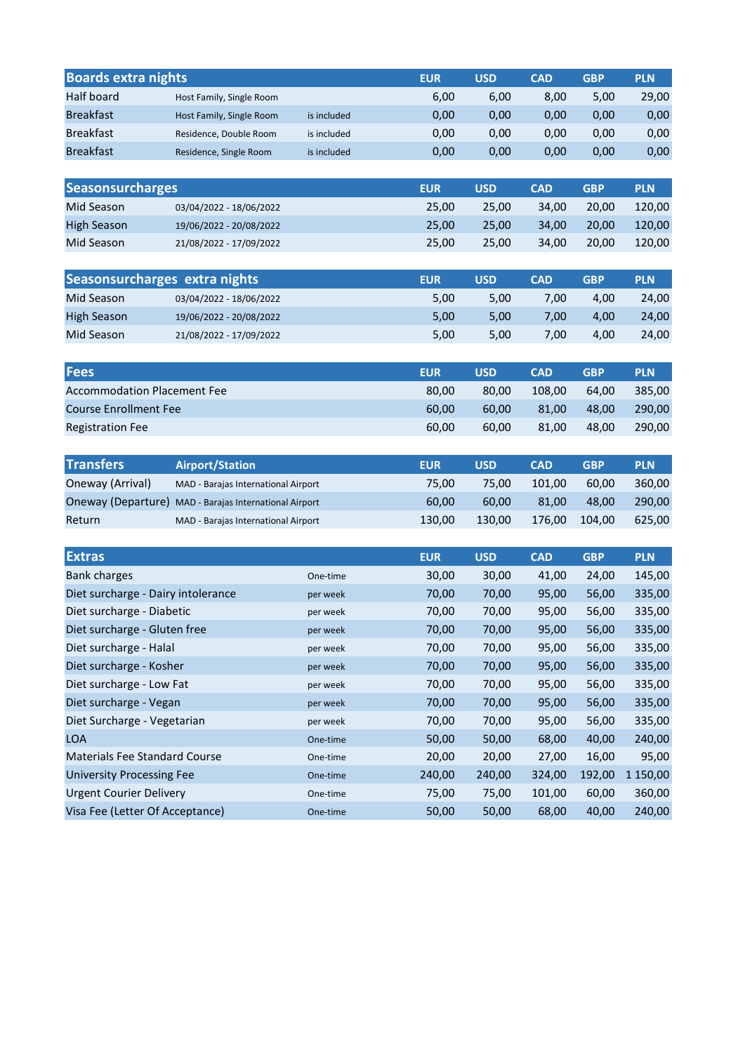| Boards extra nights | | | EUR | USD | CAD | GBP | PLN |
|---|---|---|---|---|---|---|---|
| Half board | Host Family, Single Room | | 6,00 | 6,00 | 8,00 | 5,00 | 29,00 |
| Breakfast | Host Family, Single Room | is included | 0,00 | 0,00 | 0,00 | 0,00 | 0,00 |
| Breakfast | Residence, Double Room | is included | 0,00 | 0,00 | 0,00 | 0,00 | 0,00 |
| Breakfast | Residence, Single Room | is included | 0,00 | 0,00 | 0,00 | 0,00 | 0,00 |

| Seasonsurcharges | | EUR | USD | CAD | GBP | PLN |
|---|---|---|---|---|---|---|
| Mid Season | 03/04/2022 - 18/06/2022 | 25,00 | 25,00 | 34,00 | 20,00 | 120,00 |
| High Season | 19/06/2022 - 20/08/2022 | 25,00 | 25,00 | 34,00 | 20,00 | 120,00 |
| Mid Season | 21/08/2022 - 17/09/2022 | 25,00 | 25,00 | 34,00 | 20,00 | 120,00 |

| Seasonsurcharges extra nights | | EUR | USD | CAD | GBP | PLN |
|---|---|---|---|---|---|---|
| Mid Season | 03/04/2022 - 18/06/2022 | 5,00 | 5,00 | 7,00 | 4,00 | 24,00 |
| High Season | 19/06/2022 - 20/08/2022 | 5,00 | 5,00 | 7,00 | 4,00 | 24,00 |
| Mid Season | 21/08/2022 - 17/09/2022 | 5,00 | 5,00 | 7,00 | 4,00 | 24,00 |

| Fees | EUR | USD | CAD | GBP | PLN |
|---|---|---|---|---|---|
| Accommodation Placement Fee | 80,00 | 80,00 | 108,00 | 64,00 | 385,00 |
| Course Enrollment Fee | 60,00 | 60,00 | 81,00 | 48,00 | 290,00 |
| Registration Fee | 60,00 | 60,00 | 81,00 | 48,00 | 290,00 |

| Transfers | Airport/Station | EUR | USD | CAD | GBP | PLN |
|---|---|---|---|---|---|---|
| Oneway (Arrival) | MAD - Barajas International Airport | 75,00 | 75,00 | 101,00 | 60,00 | 360,00 |
| Oneway (Departure) | MAD - Barajas International Airport | 60,00 | 60,00 | 81,00 | 48,00 | 290,00 |
| Return | MAD - Barajas International Airport | 130,00 | 130,00 | 176,00 | 104,00 | 625,00 |

| Extras | | EUR | USD | CAD | GBP | PLN |
|---|---|---|---|---|---|---|
| Bank charges | One-time | 30,00 | 30,00 | 41,00 | 24,00 | 145,00 |
| Diet surcharge - Dairy intolerance | per week | 70,00 | 70,00 | 95,00 | 56,00 | 335,00 |
| Diet surcharge - Diabetic | per week | 70,00 | 70,00 | 95,00 | 56,00 | 335,00 |
| Diet surcharge - Gluten free | per week | 70,00 | 70,00 | 95,00 | 56,00 | 335,00 |
| Diet surcharge - Halal | per week | 70,00 | 70,00 | 95,00 | 56,00 | 335,00 |
| Diet surcharge - Kosher | per week | 70,00 | 70,00 | 95,00 | 56,00 | 335,00 |
| Diet surcharge - Low Fat | per week | 70,00 | 70,00 | 95,00 | 56,00 | 335,00 |
| Diet surcharge - Vegan | per week | 70,00 | 70,00 | 95,00 | 56,00 | 335,00 |
| Diet Surcharge - Vegetarian | per week | 70,00 | 70,00 | 95,00 | 56,00 | 335,00 |
| LOA | One-time | 50,00 | 50,00 | 68,00 | 40,00 | 240,00 |
| Materials Fee Standard Course | One-time | 20,00 | 20,00 | 27,00 | 16,00 | 95,00 |
| University Processing Fee | One-time | 240,00 | 240,00 | 324,00 | 192,00 | 1 150,00 |
| Urgent Courier Delivery | One-time | 75,00 | 75,00 | 101,00 | 60,00 | 360,00 |
| Visa Fee (Letter Of Acceptance) | One-time | 50,00 | 50,00 | 68,00 | 40,00 | 240,00 |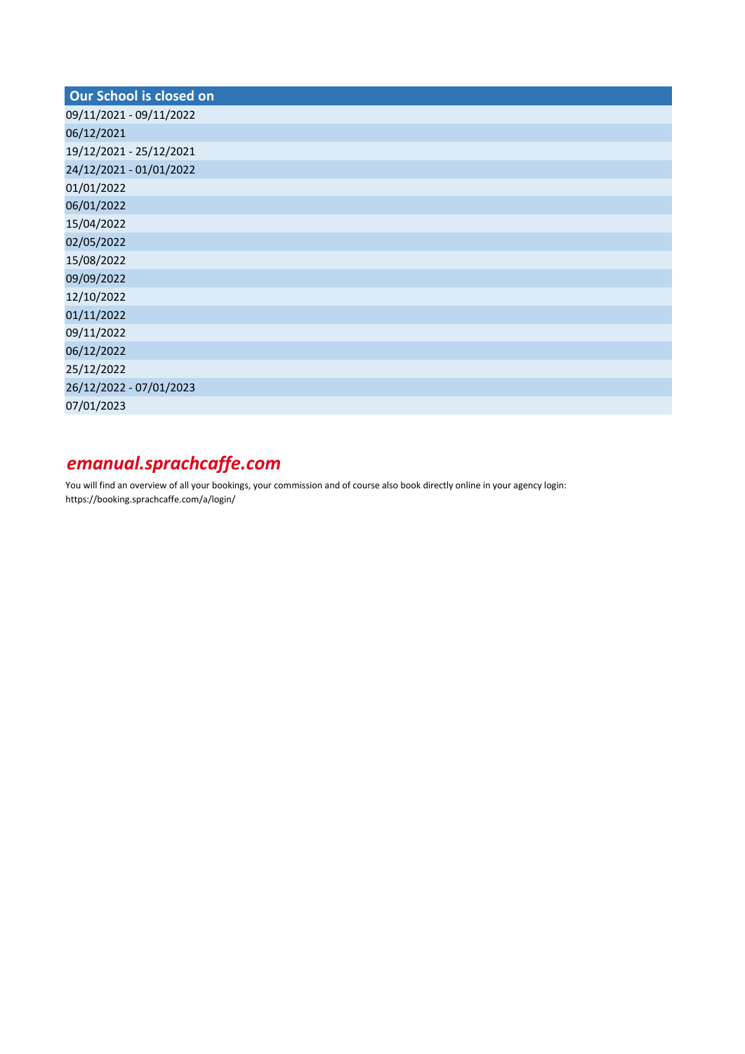| Our School is closed on |
|---|
| 09/11/2021 - 09/11/2022 |
| 06/12/2021 |
| 19/12/2021 - 25/12/2021 |
| 24/12/2021 - 01/01/2022 |
| 01/01/2022 |
| 06/01/2022 |
| 15/04/2022 |
| 02/05/2022 |
| 15/08/2022 |
| 09/09/2022 |
| 12/10/2022 |
| 01/11/2022 |
| 09/11/2022 |
| 06/12/2022 |
| 25/12/2022 |
| 26/12/2022 - 07/01/2023 |
| 07/01/2023 |

## *emanual.sprachcaffe.com*

You will find an overview of all your bookings, your commission and of course also book directly online in your agency login:
https://booking.sprachcaffe.com/a/login/